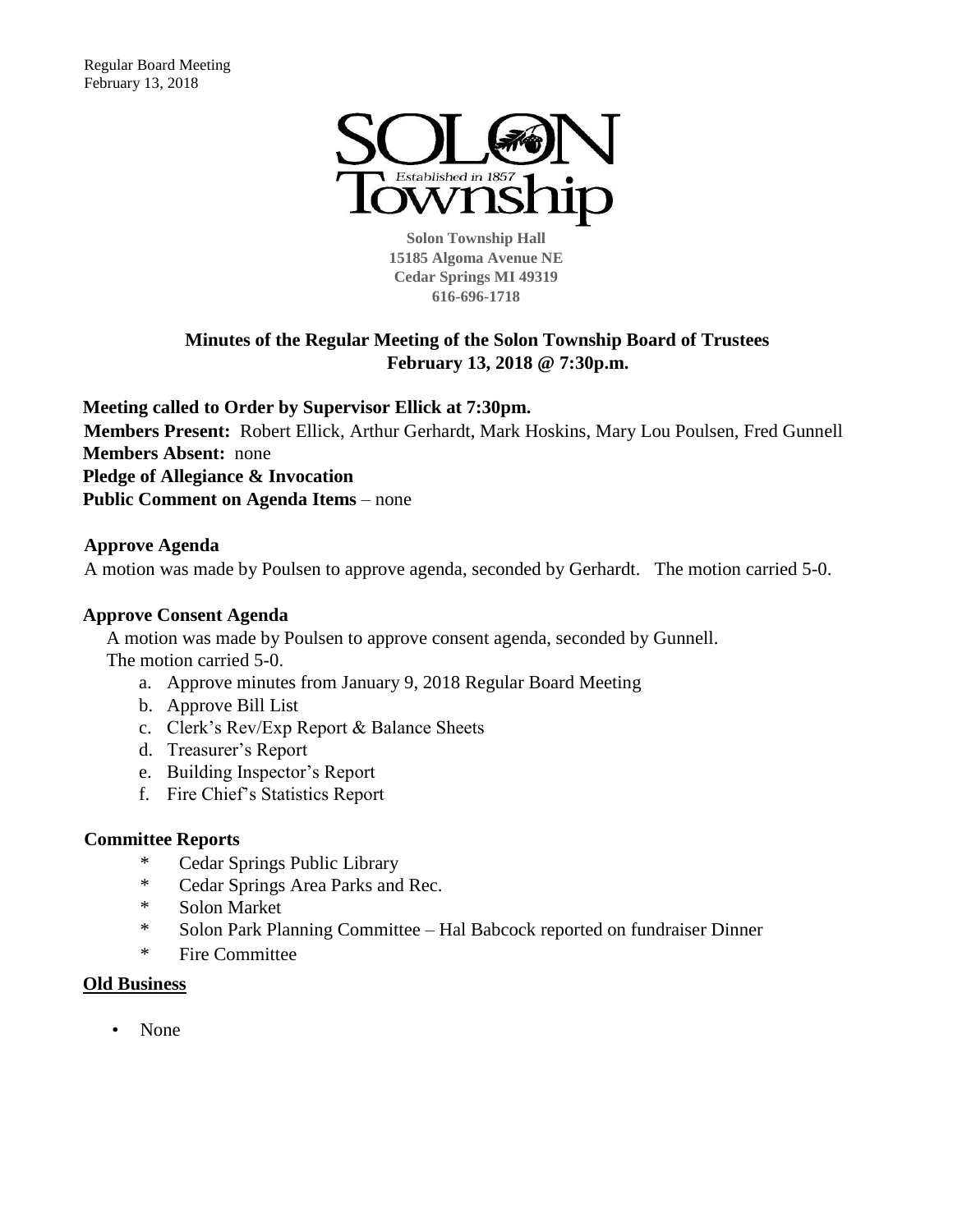SOLON Township
Established in 1857

**Solon Township Hall**
**15185 Algoma Avenue NE**
**Cedar Springs MI 49319**
**616-696-1718**

## Minutes of the Regular Meeting of the Solon Township Board of Trustees
## February 13, 2018 @ 7:30p.m.

**Meeting called to Order by Supervisor Ellick at 7:30pm.**
**Members Present:** Robert Ellick, Arthur Gerhardt, Mark Hoskins, Mary Lou Poulsen, Fred Gunnell
**Members Absent:** none
**Pledge of Allegiance & Invocation**
**Public Comment on Agenda Items** – none

### Approve Agenda

A motion was made by Poulsen to approve agenda, seconded by Gerhardt. The motion carried 5-0.

### Approve Consent Agenda

A motion was made by Poulsen to approve consent agenda, seconded by Gunnell.
The motion carried 5-0.

a. Approve minutes from January 9, 2018 Regular Board Meeting
b. Approve Bill List
c. Clerk's Rev/Exp Report & Balance Sheets
d. Treasurer's Report
e. Building Inspector's Report
f. Fire Chief's Statistics Report

### Committee Reports

* Cedar Springs Public Library
* Cedar Springs Area Parks and Rec.
* Solon Market
* Solon Park Planning Committee – Hal Babcock reported on fundraiser Dinner
* Fire Committee

### Old Business

- None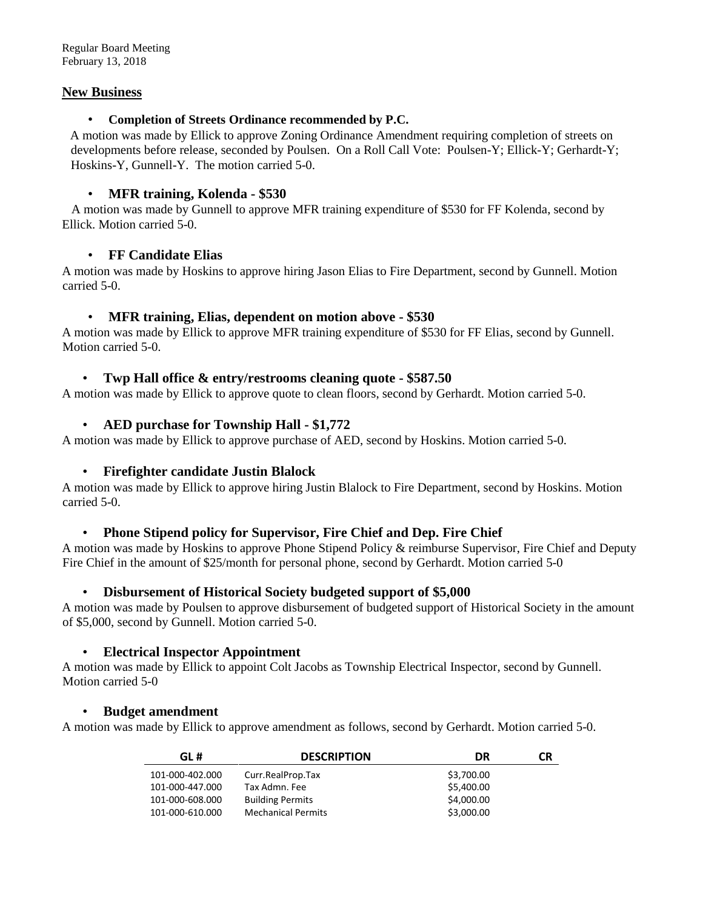## New Business

- **Completion of Streets Ordinance recommended by P.C.**

A motion was made by Ellick to approve Zoning Ordinance Amendment requiring completion of streets on developments before release, seconded by Poulsen. On a Roll Call Vote: Poulsen-Y; Ellick-Y; Gerhardt-Y; Hoskins-Y, Gunnell-Y. The motion carried 5-0.

- **MFR training, Kolenda - $530**

A motion was made by Gunnell to approve MFR training expenditure of $530 for FF Kolenda, second by Ellick. Motion carried 5-0.

- **FF Candidate Elias**

A motion was made by Hoskins to approve hiring Jason Elias to Fire Department, second by Gunnell. Motion carried 5-0.

- **MFR training, Elias, dependent on motion above - $530**

A motion was made by Ellick to approve MFR training expenditure of $530 for FF Elias, second by Gunnell. Motion carried 5-0.

- **Twp Hall office & entry/restrooms cleaning quote - $587.50**

A motion was made by Ellick to approve quote to clean floors, second by Gerhardt. Motion carried 5-0.

- **AED purchase for Township Hall - $1,772**

A motion was made by Ellick to approve purchase of AED, second by Hoskins. Motion carried 5-0.

- **Firefighter candidate Justin Blalock**

A motion was made by Ellick to approve hiring Justin Blalock to Fire Department, second by Hoskins. Motion carried 5-0.

- **Phone Stipend policy for Supervisor, Fire Chief and Dep. Fire Chief**

A motion was made by Hoskins to approve Phone Stipend Policy & reimburse Supervisor, Fire Chief and Deputy Fire Chief in the amount of $25/month for personal phone, second by Gerhardt. Motion carried 5-0

- **Disbursement of Historical Society budgeted support of $5,000**

A motion was made by Poulsen to approve disbursement of budgeted support of Historical Society in the amount of $5,000, second by Gunnell. Motion carried 5-0.

- **Electrical Inspector Appointment**

A motion was made by Ellick to appoint Colt Jacobs as Township Electrical Inspector, second by Gunnell. Motion carried 5-0

- **Budget amendment**

A motion was made by Ellick to approve amendment as follows, second by Gerhardt. Motion carried 5-0.

| GL # | DESCRIPTION | DR | CR |
|---|---|---|---|
| 101-000-402.000 | Curr.RealProp.Tax | $3,700.00 | |
| 101-000-447.000 | Tax Admn. Fee | $5,400.00 | |
| 101-000-608.000 | Building Permits | $4,000.00 | |
| 101-000-610.000 | Mechanical Permits | $3,000.00 | |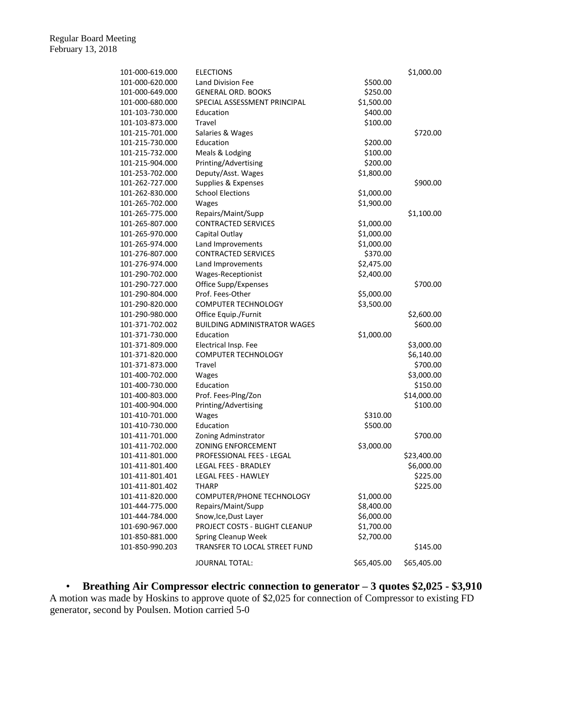| | | | |
|---|---|---|---|
| 101-000-619.000 | ELECTIONS | | $1,000.00 |
| 101-000-620.000 | Land Division Fee | $500.00 | |
| 101-000-649.000 | GENERAL ORD. BOOKS | $250.00 | |
| 101-000-680.000 | SPECIAL ASSESSMENT PRINCIPAL | $1,500.00 | |
| 101-103-730.000 | Education | $400.00 | |
| 101-103-873.000 | Travel | $100.00 | |
| 101-215-701.000 | Salaries & Wages | | $720.00 |
| 101-215-730.000 | Education | $200.00 | |
| 101-215-732.000 | Meals & Lodging | $100.00 | |
| 101-215-904.000 | Printing/Advertising | $200.00 | |
| 101-253-702.000 | Deputy/Asst. Wages | $1,800.00 | |
| 101-262-727.000 | Supplies & Expenses | | $900.00 |
| 101-262-830.000 | School Elections | $1,000.00 | |
| 101-265-702.000 | Wages | $1,900.00 | |
| 101-265-775.000 | Repairs/Maint/Supp | | $1,100.00 |
| 101-265-807.000 | CONTRACTED SERVICES | $1,000.00 | |
| 101-265-970.000 | Capital Outlay | $1,000.00 | |
| 101-265-974.000 | Land Improvements | $1,000.00 | |
| 101-276-807.000 | CONTRACTED SERVICES | $370.00 | |
| 101-276-974.000 | Land Improvements | $2,475.00 | |
| 101-290-702.000 | Wages-Receptionist | $2,400.00 | |
| 101-290-727.000 | Office Supp/Expenses | | $700.00 |
| 101-290-804.000 | Prof. Fees-Other | $5,000.00 | |
| 101-290-820.000 | COMPUTER TECHNOLOGY | $3,500.00 | |
| 101-290-980.000 | Office Equip./Furnit | | $2,600.00 |
| 101-371-702.002 | BUILDING ADMINISTRATOR WAGES | | $600.00 |
| 101-371-730.000 | Education | $1,000.00 | |
| 101-371-809.000 | Electrical Insp. Fee | | $3,000.00 |
| 101-371-820.000 | COMPUTER TECHNOLOGY | | $6,140.00 |
| 101-371-873.000 | Travel | | $700.00 |
| 101-400-702.000 | Wages | | $3,000.00 |
| 101-400-730.000 | Education | | $150.00 |
| 101-400-803.000 | Prof. Fees-Plng/Zon | | $14,000.00 |
| 101-400-904.000 | Printing/Advertising | | $100.00 |
| 101-410-701.000 | Wages | $310.00 | |
| 101-410-730.000 | Education | $500.00 | |
| 101-411-701.000 | Zoning Adminstrator | | $700.00 |
| 101-411-702.000 | ZONING ENFORCEMENT | $3,000.00 | |
| 101-411-801.000 | PROFESSIONAL FEES - LEGAL | | $23,400.00 |
| 101-411-801.400 | LEGAL FEES - BRADLEY | | $6,000.00 |
| 101-411-801.401 | LEGAL FEES - HAWLEY | | $225.00 |
| 101-411-801.402 | THARP | | $225.00 |
| 101-411-820.000 | COMPUTER/PHONE TECHNOLOGY | $1,000.00 | |
| 101-444-775.000 | Repairs/Maint/Supp | $8,400.00 | |
| 101-444-784.000 | Snow,Ice,Dust Layer | $6,000.00 | |
| 101-690-967.000 | PROJECT COSTS - BLIGHT CLEANUP | $1,700.00 | |
| 101-850-881.000 | Spring Cleanup Week | $2,700.00 | |
| 101-850-990.203 | TRANSFER TO LOCAL STREET FUND | | $145.00 |
| | JOURNAL TOTAL: | $65,405.00 | $65,405.00 |

- **Breathing Air Compressor electric connection to generator – 3 quotes $2,025 - $3,910**

A motion was made by Hoskins to approve quote of $2,025 for connection of Compressor to existing FD generator, second by Poulsen. Motion carried 5-0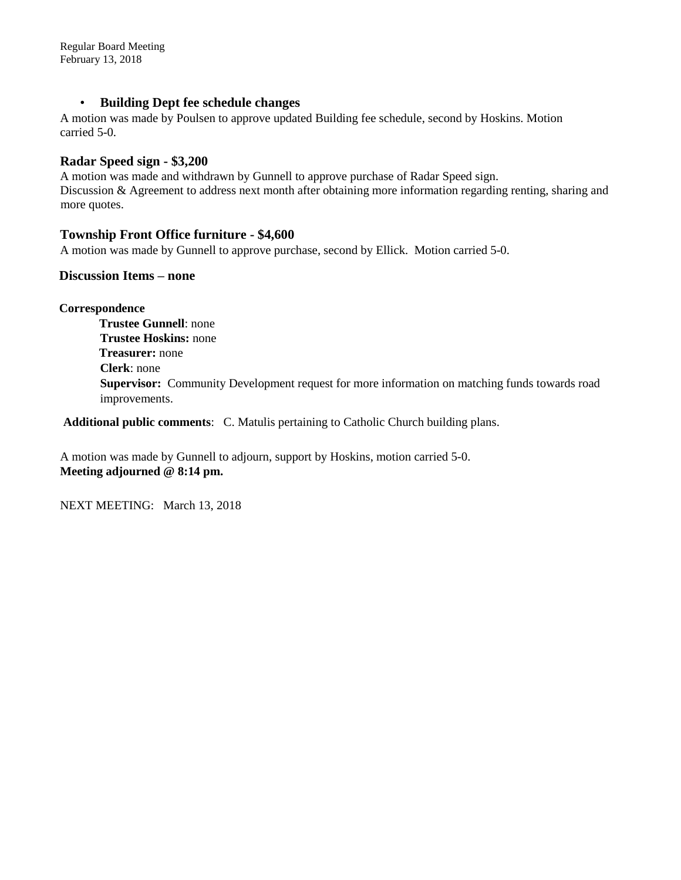- **Building Dept fee schedule changes**

A motion was made by Poulsen to approve updated Building fee schedule, second by Hoskins. Motion carried 5-0.

### Radar Speed sign - $3,200

A motion was made and withdrawn by Gunnell to approve purchase of Radar Speed sign.
Discussion & Agreement to address next month after obtaining more information regarding renting, sharing and more quotes.

### Township Front Office furniture - $4,600

A motion was made by Gunnell to approve purchase, second by Ellick. Motion carried 5-0.

### Discussion Items – none

**Correspondence**

**Trustee Gunnell**: none
**Trustee Hoskins:** none
**Treasurer:** none
**Clerk**: none
**Supervisor:** Community Development request for more information on matching funds towards road improvements.

**Additional public comments**: C. Matulis pertaining to Catholic Church building plans.

A motion was made by Gunnell to adjourn, support by Hoskins, motion carried 5-0.
**Meeting adjourned @ 8:14 pm.**

NEXT MEETING: March 13, 2018